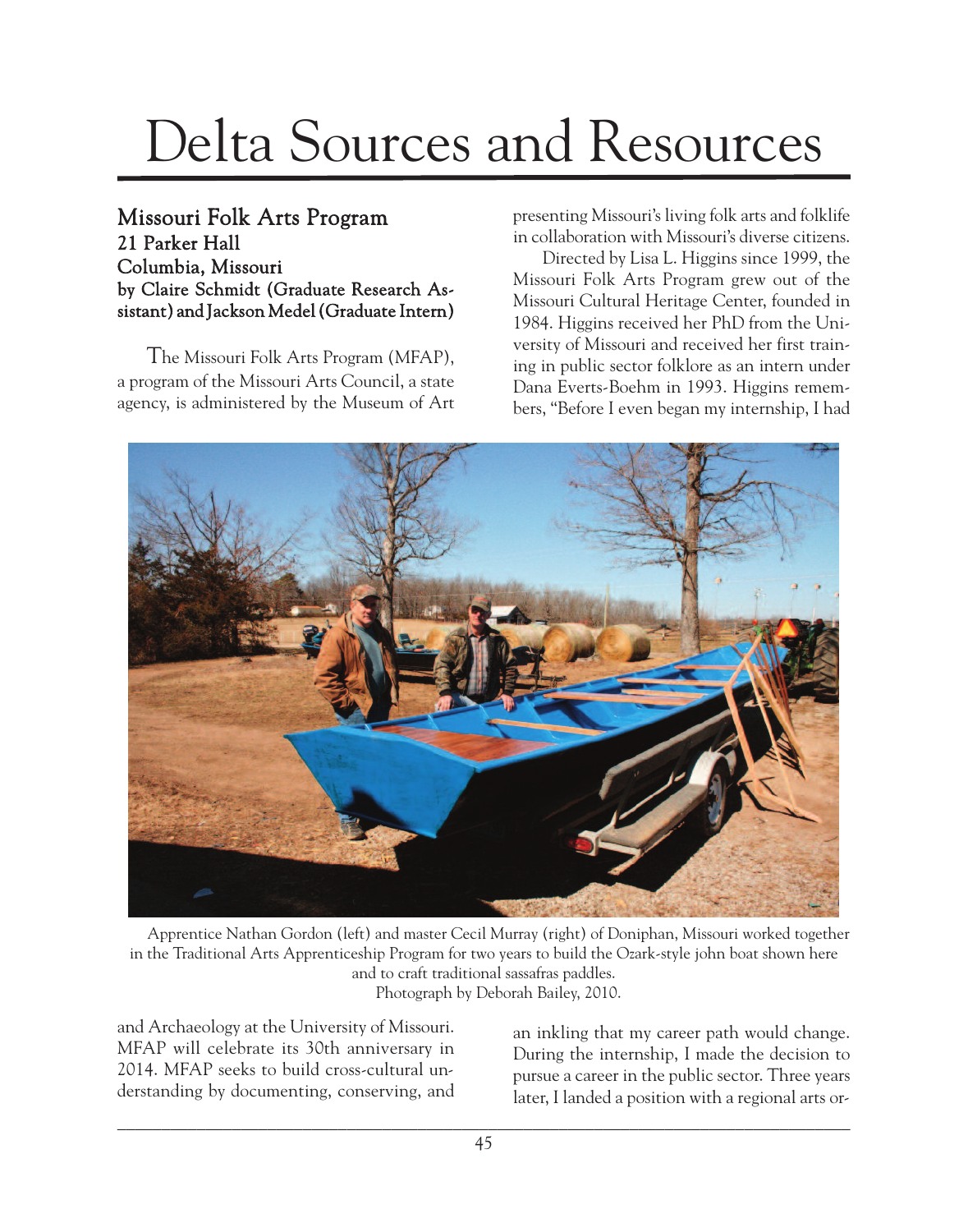# Delta Sources and Resources

## Missouri Folk Arts Program
### 21 Parker Hall
### Columbia, Missouri
### by Claire Schmidt (Graduate Research Assistant) and Jackson Medel (Graduate Intern)

The Missouri Folk Arts Program (MFAP), a program of the Missouri Arts Council, a state agency, is administered by the Museum of Art and Archaeology at the University of Missouri. MFAP will celebrate its 30th anniversary in 2014. MFAP seeks to build cross-cultural understanding by documenting, conserving, and presenting Missouri's living folk arts and folklife in collaboration with Missouri's diverse citizens.

Directed by Lisa L. Higgins since 1999, the Missouri Folk Arts Program grew out of the Missouri Cultural Heritage Center, founded in 1984. Higgins received her PhD from the University of Missouri and received her first training in public sector folklore as an intern under Dana Everts-Boehm in 1993. Higgins remembers, "Before I even began my internship, I had an inkling that my career path would change. During the internship, I made the decision to pursue a career in the public sector. Three years later, I landed a position with a regional arts or-

Apprentice Nathan Gordon (left) and master Cecil Murray (right) of Doniphan, Missouri worked together in the Traditional Arts Apprenticeship Program for two years to build the Ozark-style john boat shown here and to craft traditional sassafras paddles.
Photograph by Deborah Bailey, 2010.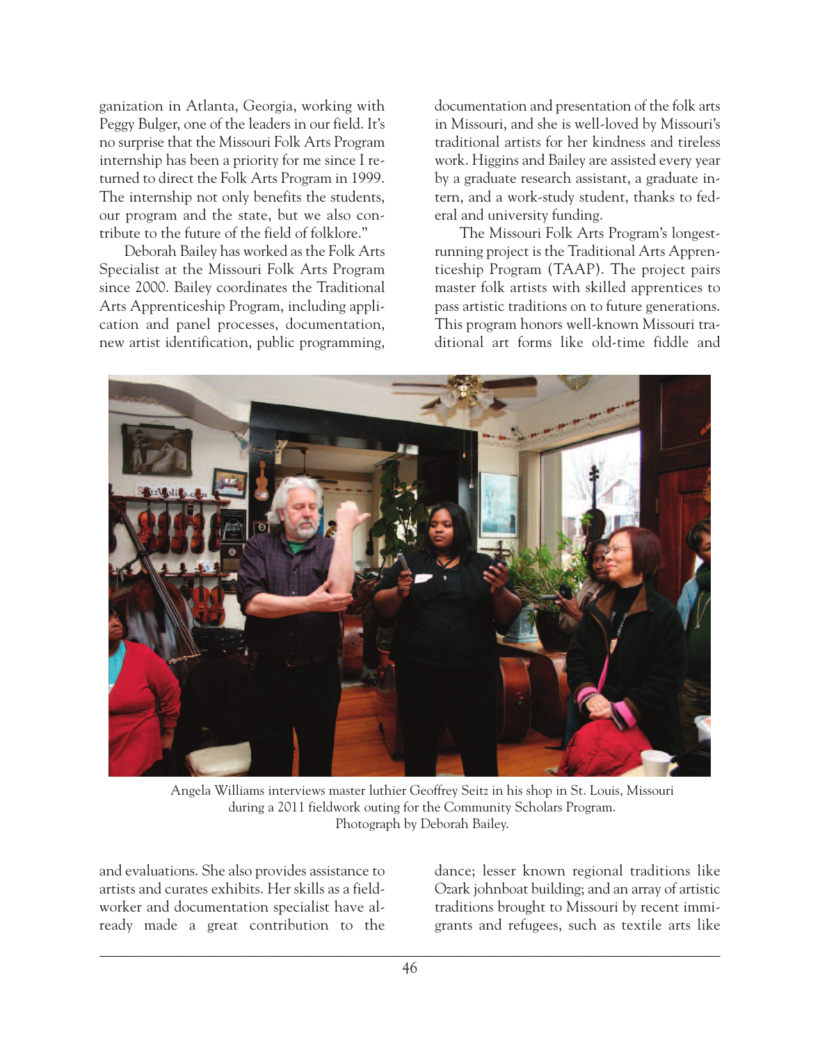ganization in Atlanta, Georgia, working with Peggy Bulger, one of the leaders in our field. It's no surprise that the Missouri Folk Arts Program internship has been a priority for me since I returned to direct the Folk Arts Program in 1999. The internship not only benefits the students, our program and the state, but we also contribute to the future of the field of folklore."

Deborah Bailey has worked as the Folk Arts Specialist at the Missouri Folk Arts Program since 2000. Bailey coordinates the Traditional Arts Apprenticeship Program, including application and panel processes, documentation, new artist identification, public programming, and evaluations. She also provides assistance to artists and curates exhibits. Her skills as a fieldworker and documentation specialist have already made a great contribution to the documentation and presentation of the folk arts in Missouri, and she is well-loved by Missouri's traditional artists for her kindness and tireless work. Higgins and Bailey are assisted every year by a graduate research assistant, a graduate intern, and a work-study student, thanks to federal and university funding.

The Missouri Folk Arts Program's longest-running project is the Traditional Arts Apprenticeship Program (TAAP). The project pairs master folk artists with skilled apprentices to pass artistic traditions on to future generations. This program honors well-known Missouri traditional art forms like old-time fiddle and dance; lesser known regional traditions like Ozark johnboat building; and an array of artistic traditions brought to Missouri by recent immigrants and refugees, such as textile arts like

Angela Williams interviews master luthier Geoffrey Seitz in his shop in St. Louis, Missouri during a 2011 fieldwork outing for the Community Scholars Program. Photograph by Deborah Bailey.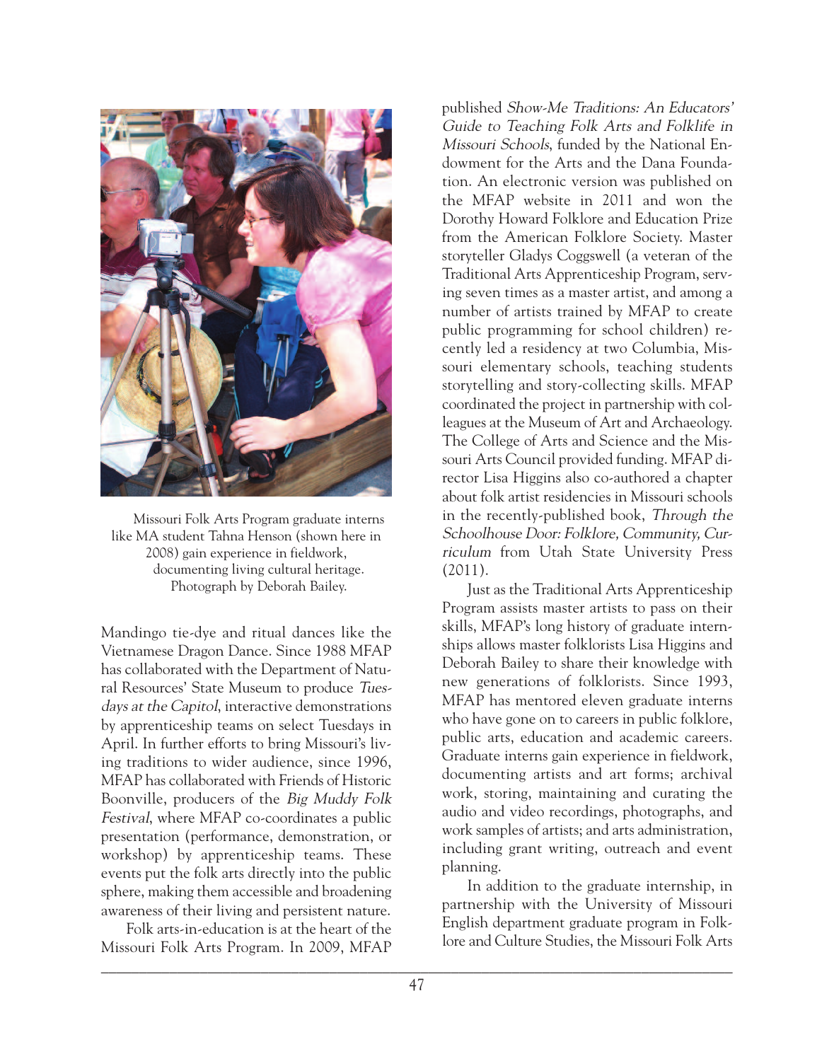Missouri Folk Arts Program graduate interns like MA student Tahna Henson (shown here in 2008) gain experience in fieldwork, documenting living cultural heritage. Photograph by Deborah Bailey.

Mandingo tie-dye and ritual dances like the Vietnamese Dragon Dance. Since 1988 MFAP has collaborated with the Department of Natural Resources' State Museum to produce *Tuesdays at the Capitol*, interactive demonstrations by apprenticeship teams on select Tuesdays in April. In further efforts to bring Missouri's living traditions to wider audience, since 1996, MFAP has collaborated with Friends of Historic Boonville, producers of the *Big Muddy Folk Festival*, where MFAP co-coordinates a public presentation (performance, demonstration, or workshop) by apprenticeship teams. These events put the folk arts directly into the public sphere, making them accessible and broadening awareness of their living and persistent nature.

Folk arts-in-education is at the heart of the Missouri Folk Arts Program. In 2009, MFAP published *Show-Me Traditions: An Educators' Guide to Teaching Folk Arts and Folklife in Missouri Schools*, funded by the National Endowment for the Arts and the Dana Foundation. An electronic version was published on the MFAP website in 2011 and won the Dorothy Howard Folklore and Education Prize from the American Folklore Society. Master storyteller Gladys Coggswell (a veteran of the Traditional Arts Apprenticeship Program, serving seven times as a master artist, and among a number of artists trained by MFAP to create public programming for school children) recently led a residency at two Columbia, Missouri elementary schools, teaching students storytelling and story-collecting skills. MFAP coordinated the project in partnership with colleagues at the Museum of Art and Archaeology. The College of Arts and Science and the Missouri Arts Council provided funding. MFAP director Lisa Higgins also co-authored a chapter about folk artist residencies in Missouri schools in the recently-published book, *Through the Schoolhouse Door: Folklore, Community, Curriculum* from Utah State University Press (2011).

Just as the Traditional Arts Apprenticeship Program assists master artists to pass on their skills, MFAP's long history of graduate internships allows master folklorists Lisa Higgins and Deborah Bailey to share their knowledge with new generations of folklorists. Since 1993, MFAP has mentored eleven graduate interns who have gone on to careers in public folklore, public arts, education and academic careers. Graduate interns gain experience in fieldwork, documenting artists and art forms; archival work, storing, maintaining and curating the audio and video recordings, photographs, and work samples of artists; and arts administration, including grant writing, outreach and event planning.

In addition to the graduate internship, in partnership with the University of Missouri English department graduate program in Folklore and Culture Studies, the Missouri Folk Arts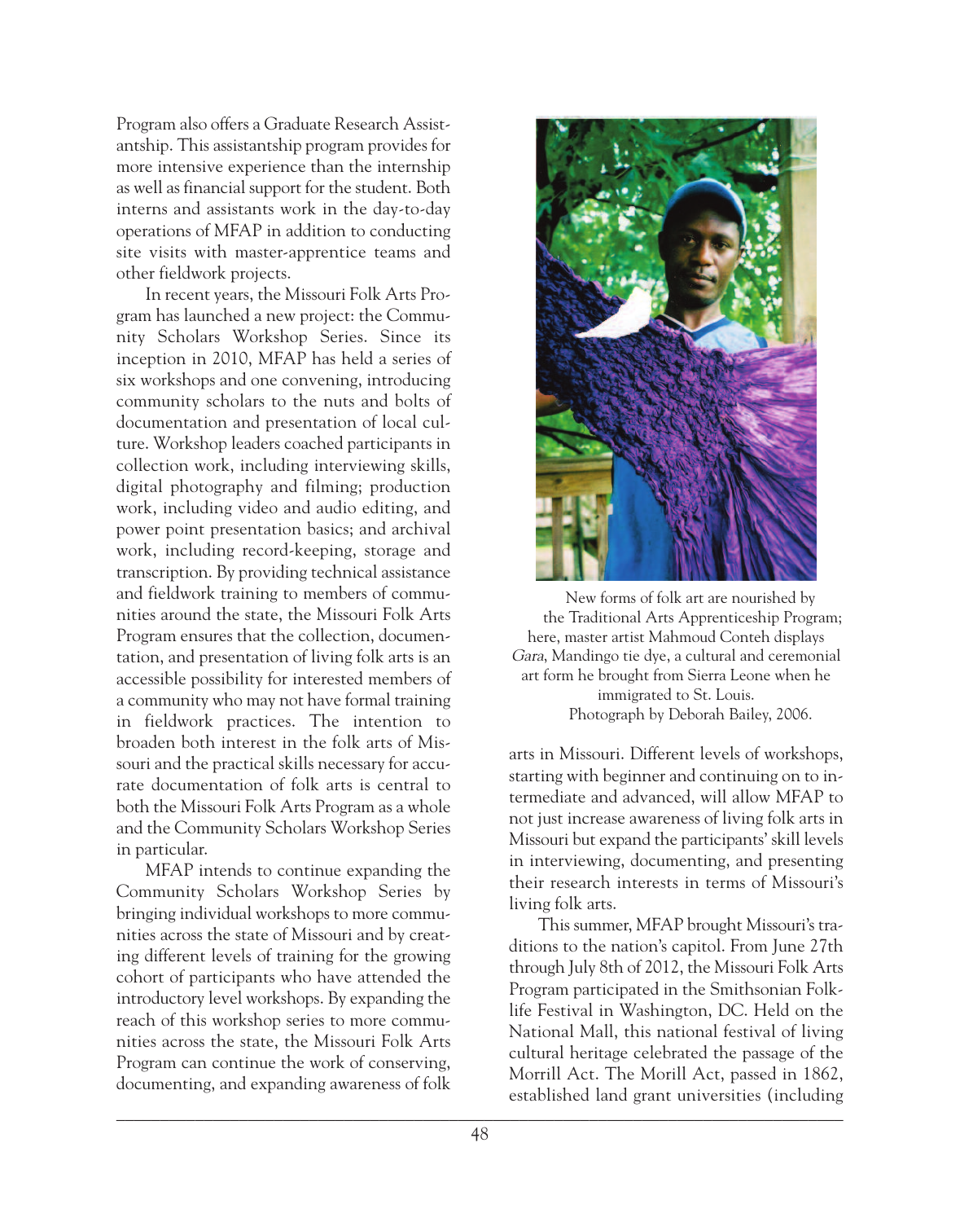Program also offers a Graduate Research Assistantship. This assistantship program provides for more intensive experience than the internship as well as financial support for the student. Both interns and assistants work in the day-to-day operations of MFAP in addition to conducting site visits with master-apprentice teams and other fieldwork projects.

In recent years, the Missouri Folk Arts Program has launched a new project: the Community Scholars Workshop Series. Since its inception in 2010, MFAP has held a series of six workshops and one convening, introducing community scholars to the nuts and bolts of documentation and presentation of local culture. Workshop leaders coached participants in collection work, including interviewing skills, digital photography and filming; production work, including video and audio editing, and power point presentation basics; and archival work, including record-keeping, storage and transcription. By providing technical assistance and fieldwork training to members of communities around the state, the Missouri Folk Arts Program ensures that the collection, documentation, and presentation of living folk arts is an accessible possibility for interested members of a community who may not have formal training in fieldwork practices. The intention to broaden both interest in the folk arts of Missouri and the practical skills necessary for accurate documentation of folk arts is central to both the Missouri Folk Arts Program as a whole and the Community Scholars Workshop Series in particular.

MFAP intends to continue expanding the Community Scholars Workshop Series by bringing individual workshops to more communities across the state of Missouri and by creating different levels of training for the growing cohort of participants who have attended the introductory level workshops. By expanding the reach of this workshop series to more communities across the state, the Missouri Folk Arts Program can continue the work of conserving, documenting, and expanding awareness of folk arts in Missouri. Different levels of workshops, starting with beginner and continuing on to intermediate and advanced, will allow MFAP to not just increase awareness of living folk arts in Missouri but expand the participants' skill levels in interviewing, documenting, and presenting their research interests in terms of Missouri's living folk arts.

New forms of folk art are nourished by the Traditional Arts Apprenticeship Program; here, master artist Mahmoud Conteh displays *Gara*, Mandingo tie dye, a cultural and ceremonial art form he brought from Sierra Leone when he immigrated to St. Louis. Photograph by Deborah Bailey, 2006.

This summer, MFAP brought Missouri's traditions to the nation's capitol. From June 27th through July 8th of 2012, the Missouri Folk Arts Program participated in the Smithsonian Folklife Festival in Washington, DC. Held on the National Mall, this national festival of living cultural heritage celebrated the passage of the Morrill Act. The Morill Act, passed in 1862, established land grant universities (including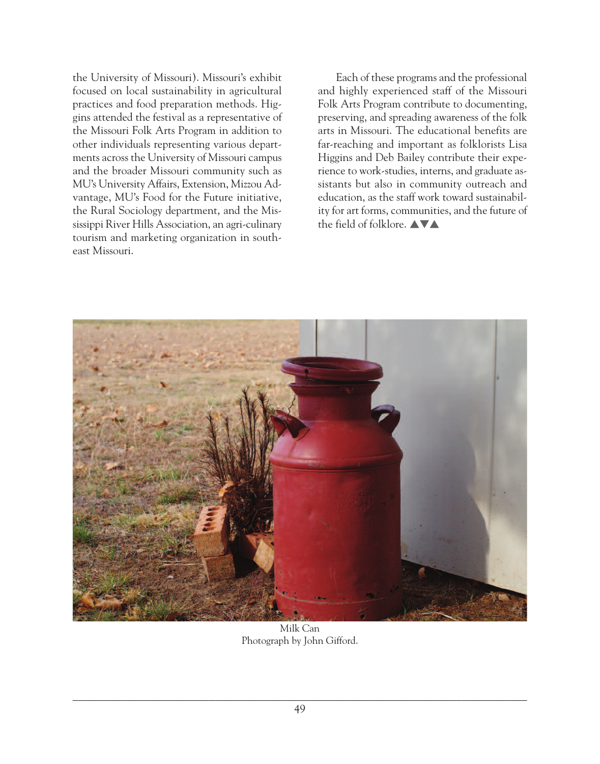the University of Missouri). Missouri's exhibit focused on local sustainability in agricultural practices and food preparation methods. Higgins attended the festival as a representative of the Missouri Folk Arts Program in addition to other individuals representing various departments across the University of Missouri campus and the broader Missouri community such as MU's University Affairs, Extension, Mizzou Advantage, MU's Food for the Future initiative, the Rural Sociology department, and the Mississippi River Hills Association, an agri-culinary tourism and marketing organization in southeast Missouri.

Each of these programs and the professional and highly experienced staff of the Missouri Folk Arts Program contribute to documenting, preserving, and spreading awareness of the folk arts in Missouri. The educational benefits are far-reaching and important as folklorists Lisa Higgins and Deb Bailey contribute their experience to work-studies, interns, and graduate assistants but also in community outreach and education, as the staff work toward sustainability for art forms, communities, and the future of the field of folklore. ▲▼▲

Milk Can
Photograph by John Gifford.